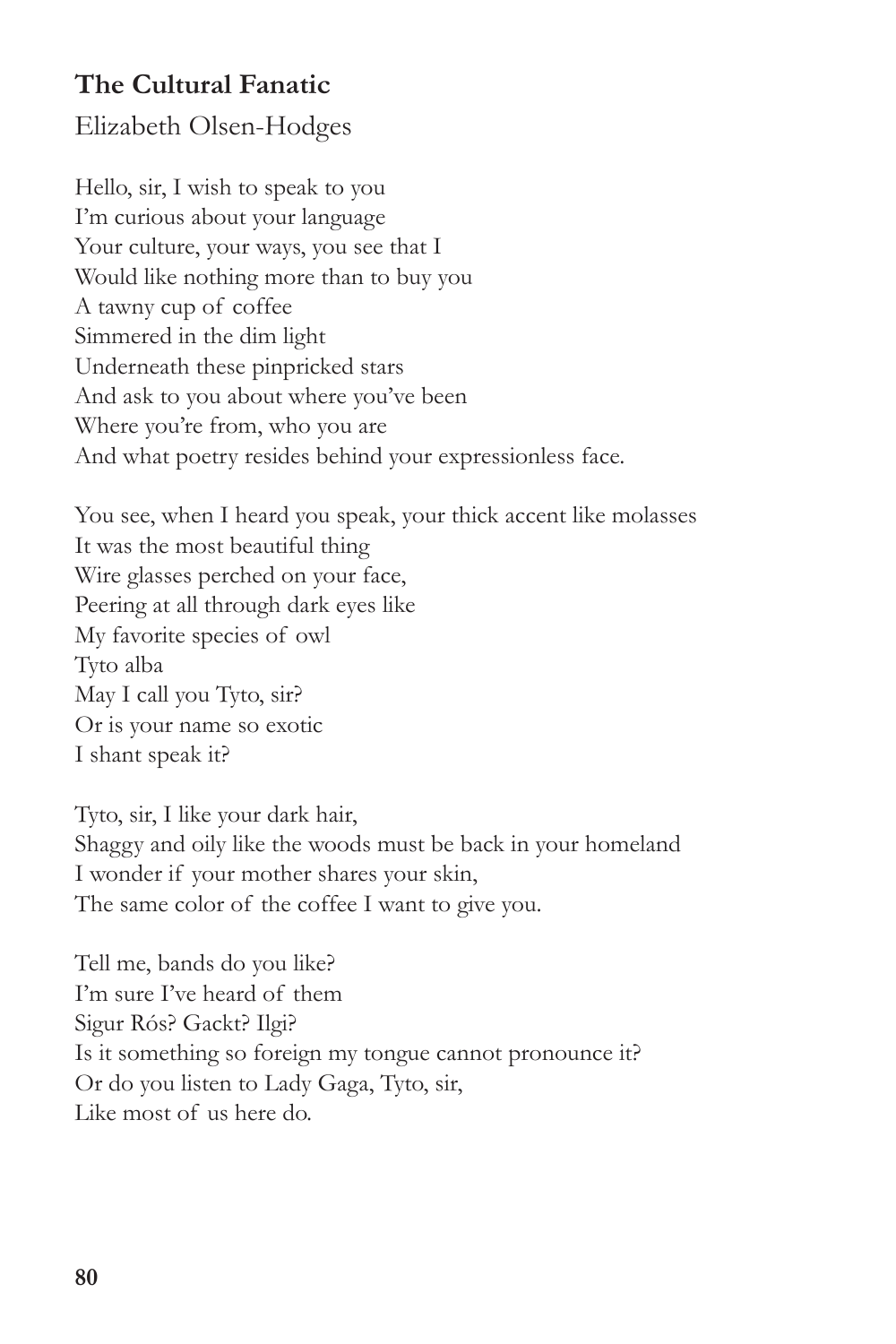**The Cultural Fanatic**

Elizabeth Olsen-Hodges

Hello, sir, I wish to speak to you  
I'm curious about your language  
Your culture, your ways, you see that I  
Would like nothing more than to buy you  
A tawny cup of coffee  
Simmered in the dim light  
Underneath these pinpricked stars  
And ask to you about where you've been  
Where you're from, who you are  
And what poetry resides behind your expressionless face.

You see, when I heard you speak, your thick accent like molasses  
It was the most beautiful thing  
Wire glasses perched on your face,  
Peering at all through dark eyes like  
My favorite species of owl  
Tyto alba  
May I call you Tyto, sir?  
Or is your name so exotic  
I shant speak it?

Tyto, sir, I like your dark hair,  
Shaggy and oily like the woods must be back in your homeland  
I wonder if your mother shares your skin,  
The same color of the coffee I want to give you.

Tell me, bands do you like?  
I'm sure I've heard of them  
Sigur Rós? Gackt? Ilgi?  
Is it something so foreign my tongue cannot pronounce it?  
Or do you listen to Lady Gaga, Tyto, sir,  
Like most of us here do.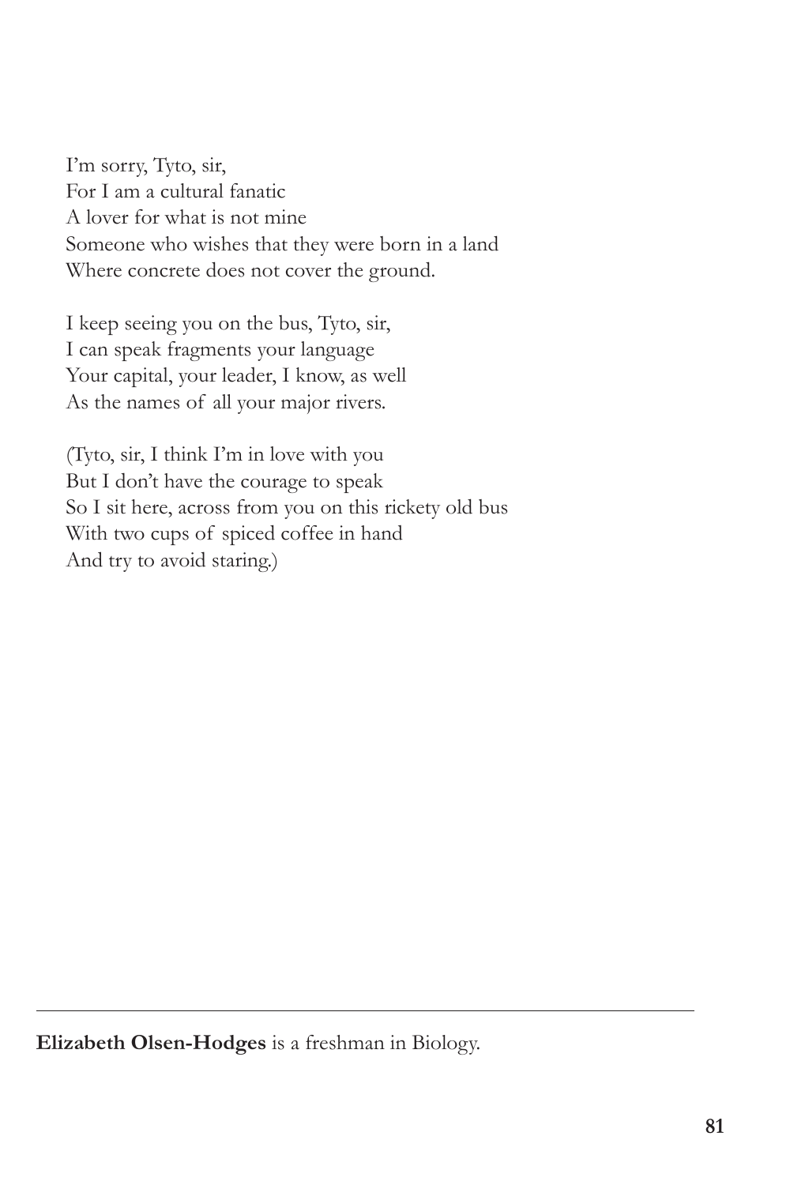I'm sorry, Tyto, sir,  
For I am a cultural fanatic  
A lover for what is not mine  
Someone who wishes that they were born in a land  
Where concrete does not cover the ground.

I keep seeing you on the bus, Tyto, sir,  
I can speak fragments your language  
Your capital, your leader, I know, as well  
As the names of all your major rivers.

(Tyto, sir, I think I'm in love with you  
But I don't have the courage to speak  
So I sit here, across from you on this rickety old bus  
With two cups of spiced coffee in hand  
And try to avoid staring.)

---

**Elizabeth Olsen-Hodges** is a freshman in Biology.